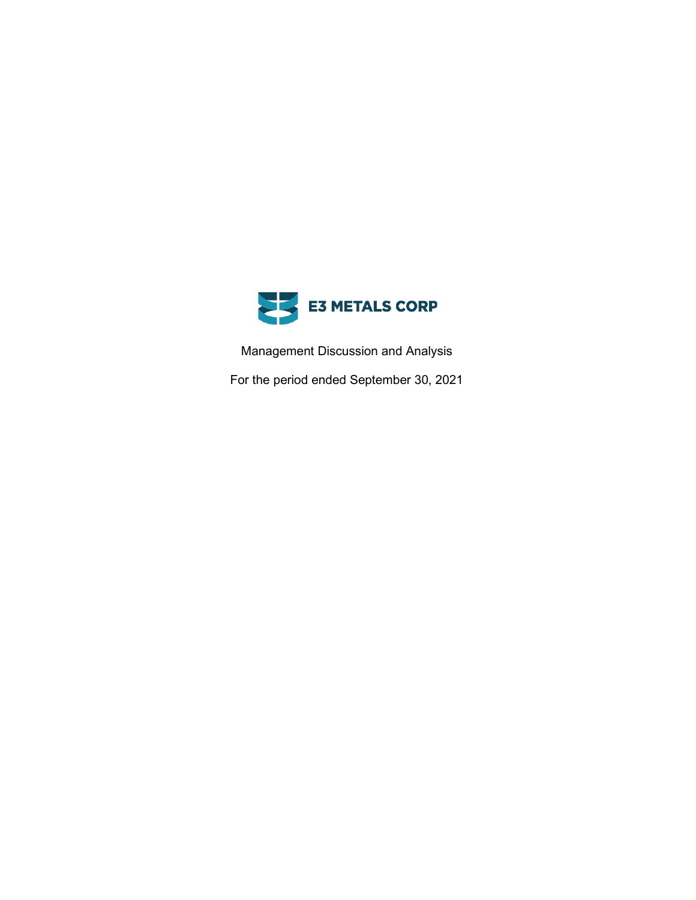# E3 METALS CORP

Management Discussion and Analysis

For the period ended September 30, 2021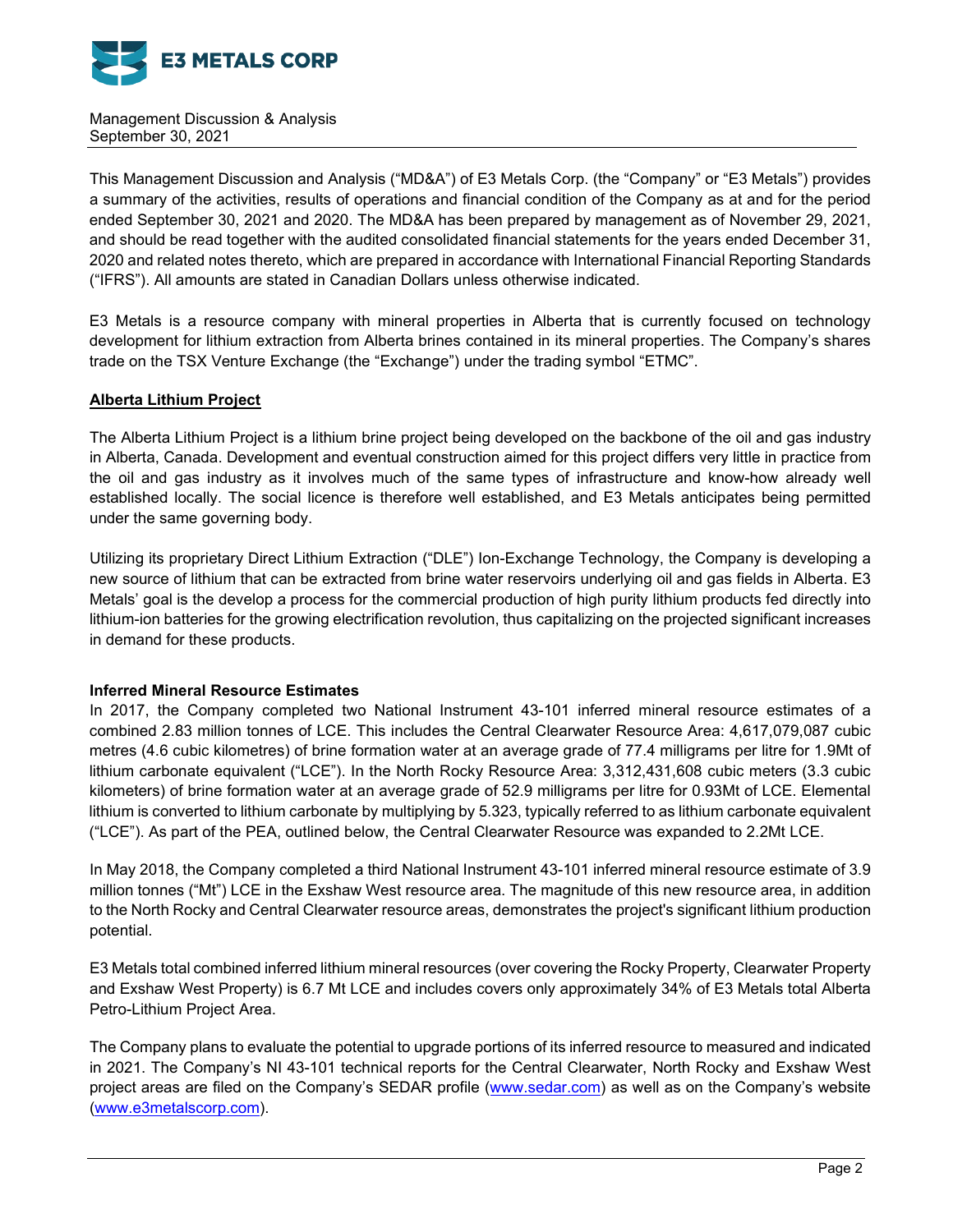Management Discussion & Analysis
September 30, 2021

This Management Discussion and Analysis ("MD&A") of E3 Metals Corp. (the "Company" or "E3 Metals") provides a summary of the activities, results of operations and financial condition of the Company as at and for the period ended September 30, 2021 and 2020. The MD&A has been prepared by management as of November 29, 2021, and should be read together with the audited consolidated financial statements for the years ended December 31, 2020 and related notes thereto, which are prepared in accordance with International Financial Reporting Standards ("IFRS"). All amounts are stated in Canadian Dollars unless otherwise indicated.

E3 Metals is a resource company with mineral properties in Alberta that is currently focused on technology development for lithium extraction from Alberta brines contained in its mineral properties. The Company's shares trade on the TSX Venture Exchange (the "Exchange") under the trading symbol "ETMC".

## Alberta Lithium Project

The Alberta Lithium Project is a lithium brine project being developed on the backbone of the oil and gas industry in Alberta, Canada. Development and eventual construction aimed for this project differs very little in practice from the oil and gas industry as it involves much of the same types of infrastructure and know-how already well established locally. The social licence is therefore well established, and E3 Metals anticipates being permitted under the same governing body.

Utilizing its proprietary Direct Lithium Extraction ("DLE") Ion-Exchange Technology, the Company is developing a new source of lithium that can be extracted from brine water reservoirs underlying oil and gas fields in Alberta. E3 Metals' goal is the develop a process for the commercial production of high purity lithium products fed directly into lithium-ion batteries for the growing electrification revolution, thus capitalizing on the projected significant increases in demand for these products.

### Inferred Mineral Resource Estimates

In 2017, the Company completed two National Instrument 43-101 inferred mineral resource estimates of a combined 2.83 million tonnes of LCE. This includes the Central Clearwater Resource Area: 4,617,079,087 cubic metres (4.6 cubic kilometres) of brine formation water at an average grade of 77.4 milligrams per litre for 1.9Mt of lithium carbonate equivalent ("LCE"). In the North Rocky Resource Area: 3,312,431,608 cubic meters (3.3 cubic kilometers) of brine formation water at an average grade of 52.9 milligrams per litre for 0.93Mt of LCE. Elemental lithium is converted to lithium carbonate by multiplying by 5.323, typically referred to as lithium carbonate equivalent ("LCE"). As part of the PEA, outlined below, the Central Clearwater Resource was expanded to 2.2Mt LCE.

In May 2018, the Company completed a third National Instrument 43-101 inferred mineral resource estimate of 3.9 million tonnes ("Mt") LCE in the Exshaw West resource area. The magnitude of this new resource area, in addition to the North Rocky and Central Clearwater resource areas, demonstrates the project's significant lithium production potential.

E3 Metals total combined inferred lithium mineral resources (over covering the Rocky Property, Clearwater Property and Exshaw West Property) is 6.7 Mt LCE and includes covers only approximately 34% of E3 Metals total Alberta Petro-Lithium Project Area.

The Company plans to evaluate the potential to upgrade portions of its inferred resource to measured and indicated in 2021. The Company's NI 43-101 technical reports for the Central Clearwater, North Rocky and Exshaw West project areas are filed on the Company's SEDAR profile (www.sedar.com) as well as on the Company's website (www.e3metalscorp.com).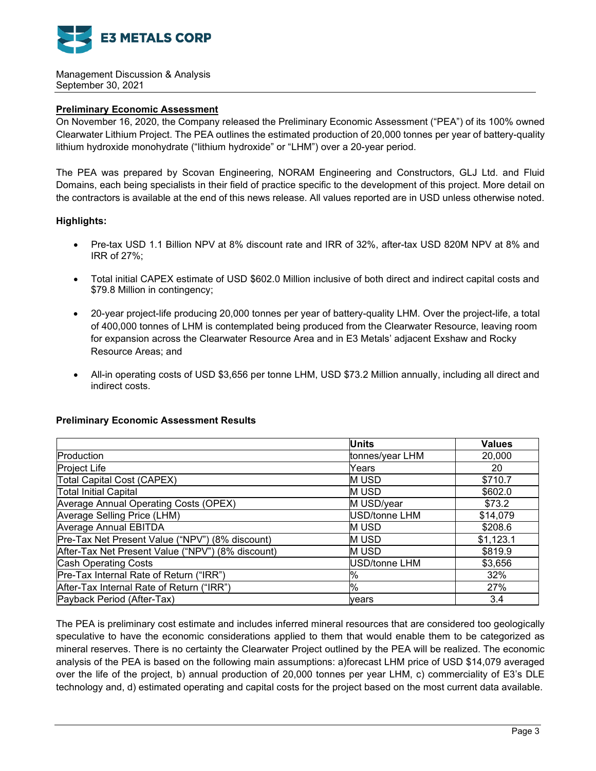## Preliminary Economic Assessment

On November 16, 2020, the Company released the Preliminary Economic Assessment ("PEA") of its 100% owned Clearwater Lithium Project. The PEA outlines the estimated production of 20,000 tonnes per year of battery-quality lithium hydroxide monohydrate ("lithium hydroxide" or "LHM") over a 20-year period.

The PEA was prepared by Scovan Engineering, NORAM Engineering and Constructors, GLJ Ltd. and Fluid Domains, each being specialists in their field of practice specific to the development of this project. More detail on the contractors is available at the end of this news release. All values reported are in USD unless otherwise noted.

**Highlights:**

- Pre-tax USD 1.1 Billion NPV at 8% discount rate and IRR of 32%, after-tax USD 820M NPV at 8% and IRR of 27%;
- Total initial CAPEX estimate of USD $602.0 Million inclusive of both direct and indirect capital costs and $79.8 Million in contingency;
- 20-year project-life producing 20,000 tonnes per year of battery-quality LHM. Over the project-life, a total of 400,000 tonnes of LHM is contemplated being produced from the Clearwater Resource, leaving room for expansion across the Clearwater Resource Area and in E3 Metals' adjacent Exshaw and Rocky Resource Areas; and
- All-in operating costs of USD $3,656 per tonne LHM, USD $73.2 Million annually, including all direct and indirect costs.

**Preliminary Economic Assessment Results**

| | Units | Values |
|---|---|---|
| Production | tonnes/year LHM | 20,000 |
| Project Life | Years | 20 |
| Total Capital Cost (CAPEX) | M USD | $710.7 |
| Total Initial Capital | M USD | $602.0 |
| Average Annual Operating Costs (OPEX) | M USD/year | $73.2 |
| Average Selling Price (LHM) | USD/tonne LHM | $14,079 |
| Average Annual EBITDA | M USD | $208.6 |
| Pre-Tax Net Present Value ("NPV") (8% discount) | M USD | $1,123.1 |
| After-Tax Net Present Value ("NPV") (8% discount) | M USD | $819.9 |
| Cash Operating Costs | USD/tonne LHM | $3,656 |
| Pre-Tax Internal Rate of Return ("IRR") | % | 32% |
| After-Tax Internal Rate of Return ("IRR") | % | 27% |
| Payback Period (After-Tax) | years | 3.4 |

The PEA is preliminary cost estimate and includes inferred mineral resources that are considered too geologically speculative to have the economic considerations applied to them that would enable them to be categorized as mineral reserves. There is no certainty the Clearwater Project outlined by the PEA will be realized. The economic analysis of the PEA is based on the following main assumptions: a)forecast LHM price of USD $14,079 averaged over the life of the project, b) annual production of 20,000 tonnes per year LHM, c) commerciality of E3's DLE technology and, d) estimated operating and capital costs for the project based on the most current data available.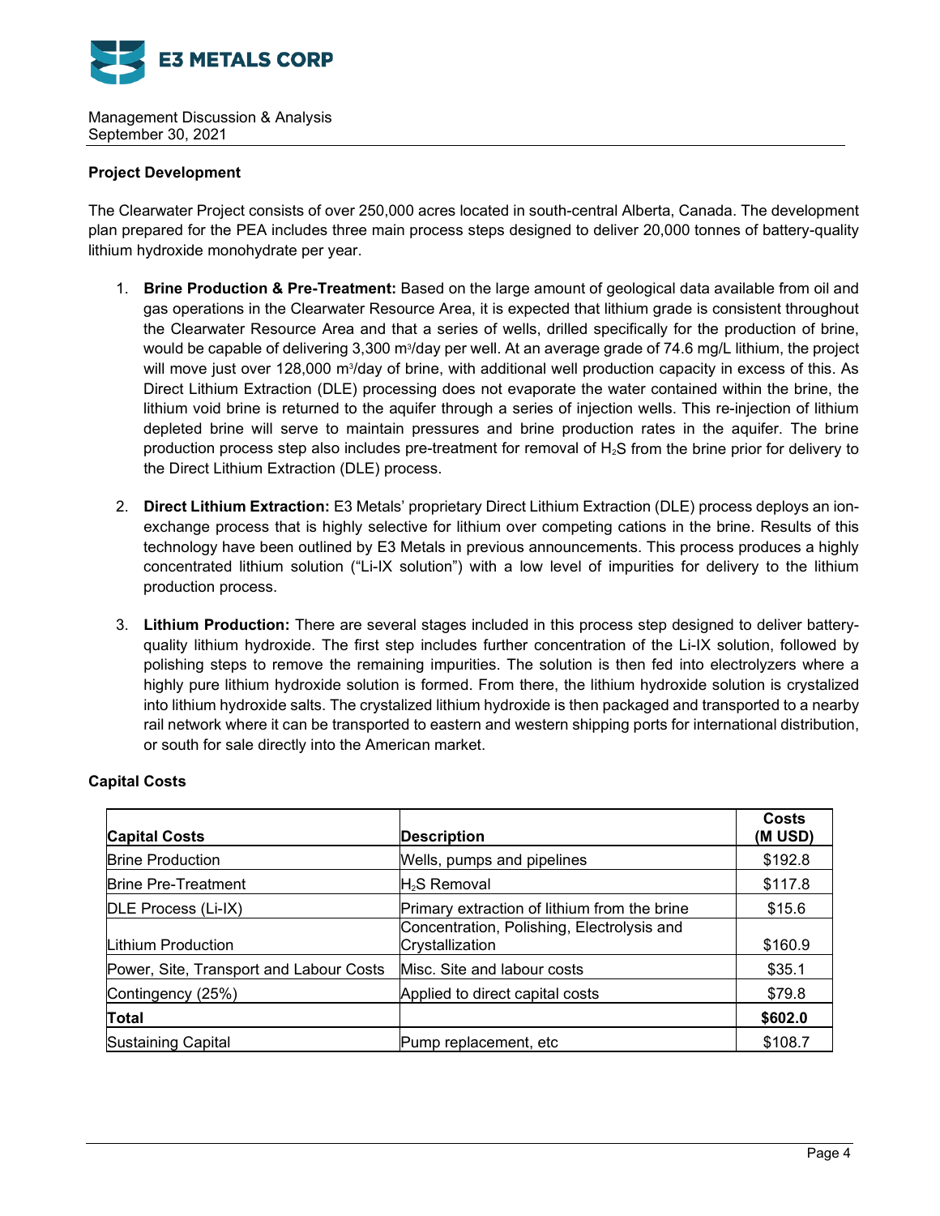## Project Development

The Clearwater Project consists of over 250,000 acres located in south-central Alberta, Canada. The development plan prepared for the PEA includes three main process steps designed to deliver 20,000 tonnes of battery-quality lithium hydroxide monohydrate per year.

1. **Brine Production & Pre-Treatment:** Based on the large amount of geological data available from oil and gas operations in the Clearwater Resource Area, it is expected that lithium grade is consistent throughout the Clearwater Resource Area and that a series of wells, drilled specifically for the production of brine, would be capable of delivering 3,300 $m^3$/day per well. At an average grade of 74.6 mg/L lithium, the project will move just over 128,000 $m^3$/day of brine, with additional well production capacity in excess of this. As Direct Lithium Extraction (DLE) processing does not evaporate the water contained within the brine, the lithium void brine is returned to the aquifer through a series of injection wells. This re-injection of lithium depleted brine will serve to maintain pressures and brine production rates in the aquifer. The brine production process step also includes pre-treatment for removal of $H_2S$ from the brine prior for delivery to the Direct Lithium Extraction (DLE) process.

2. **Direct Lithium Extraction:** E3 Metals' proprietary Direct Lithium Extraction (DLE) process deploys an ion-exchange process that is highly selective for lithium over competing cations in the brine. Results of this technology have been outlined by E3 Metals in previous announcements. This process produces a highly concentrated lithium solution ("Li-IX solution") with a low level of impurities for delivery to the lithium production process.

3. **Lithium Production:** There are several stages included in this process step designed to deliver battery-quality lithium hydroxide. The first step includes further concentration of the Li-IX solution, followed by polishing steps to remove the remaining impurities. The solution is then fed into electrolyzers where a highly pure lithium hydroxide solution is formed. From there, the lithium hydroxide solution is crystalized into lithium hydroxide salts. The crystalized lithium hydroxide is then packaged and transported to a nearby rail network where it can be transported to eastern and western shipping ports for international distribution, or south for sale directly into the American market.

## Capital Costs

| Capital Costs | Description | Costs (M USD) |
|---|---|---|
| Brine Production | Wells, pumps and pipelines | \$192.8 |
| Brine Pre-Treatment | $H_2S$ Removal | \$117.8 |
| DLE Process (Li-IX) | Primary extraction of lithium from the brine | \$15.6 |
| Lithium Production | Concentration, Polishing, Electrolysis and Crystallization | \$160.9 |
| Power, Site, Transport and Labour Costs | Misc. Site and labour costs | \$35.1 |
| Contingency (25%) | Applied to direct capital costs | \$79.8 |
| **Total** | | **\$602.0** |
| Sustaining Capital | Pump replacement, etc | \$108.7 |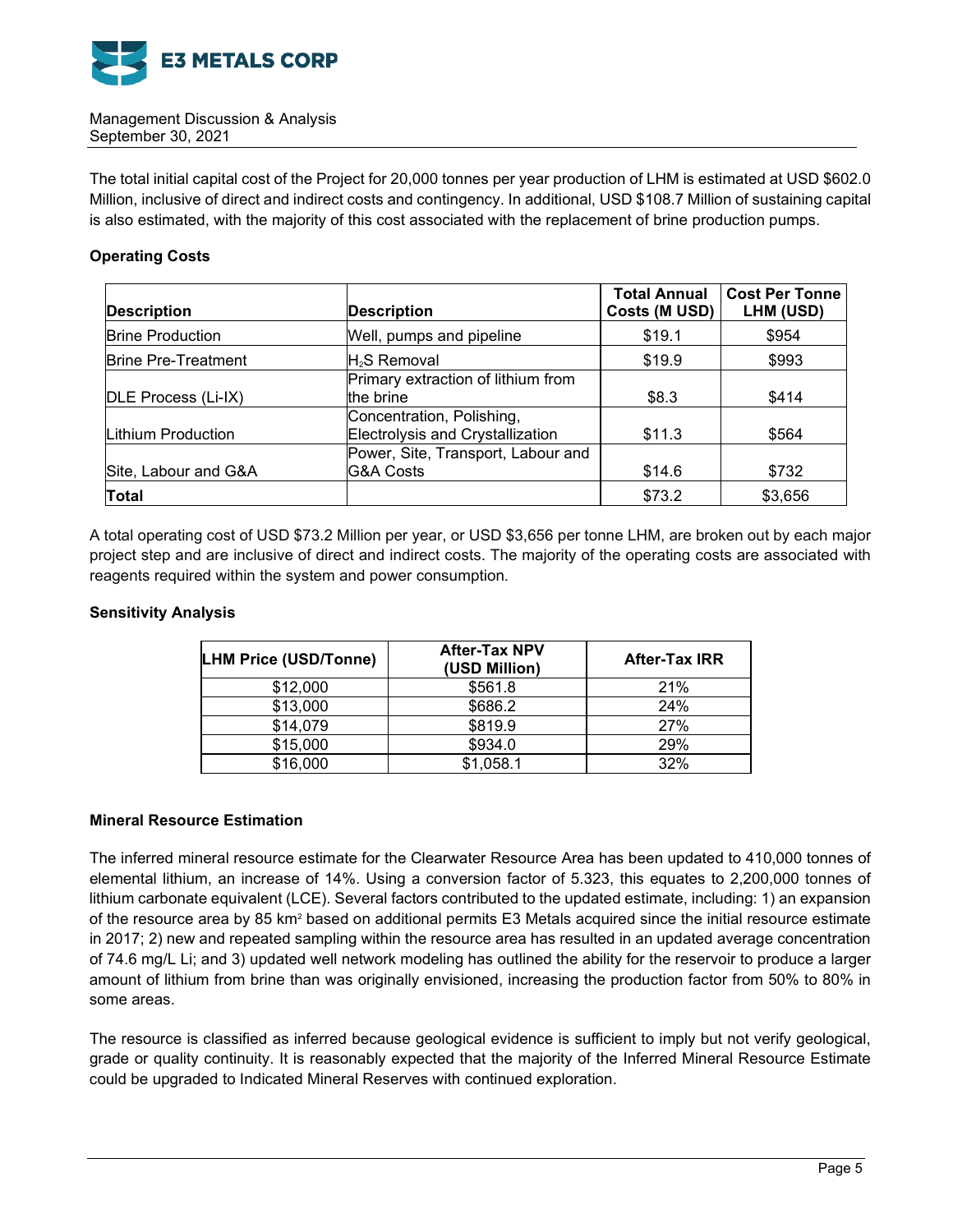The total initial capital cost of the Project for 20,000 tonnes per year production of LHM is estimated at USD $602.0 Million, inclusive of direct and indirect costs and contingency. In additional, USD $108.7 Million of sustaining capital is also estimated, with the majority of this cost associated with the replacement of brine production pumps.

**Operating Costs**

| Description | Description | Total Annual Costs (M USD) | Cost Per Tonne LHM (USD) |
|---|---|---|---|
| Brine Production | Well, pumps and pipeline | $19.1 | $954 |
| Brine Pre-Treatment | $H_2S$ Removal | $19.9 | $993 |
| DLE Process (Li-IX) | Primary extraction of lithium from the brine | $8.3 | $414 |
| Lithium Production | Concentration, Polishing, Electrolysis and Crystallization | $11.3 | $564 |
| Site, Labour and G&A | Power, Site, Transport, Labour and G&A Costs | $14.6 | $732 |
| **Total** | | $73.2 | $3,656 |

A total operating cost of USD $73.2 Million per year, or USD $3,656 per tonne LHM, are broken out by each major project step and are inclusive of direct and indirect costs. The majority of the operating costs are associated with reagents required within the system and power consumption.

**Sensitivity Analysis**

| LHM Price (USD/Tonne) | After-Tax NPV (USD Million) | After-Tax IRR |
|---|---|---|
| $12,000 | $561.8 | 21% |
| $13,000 | $686.2 | 24% |
| $14,079 | $819.9 | 27% |
| $15,000 | $934.0 | 29% |
| $16,000 | $1,058.1 | 32% |

**Mineral Resource Estimation**

The inferred mineral resource estimate for the Clearwater Resource Area has been updated to 410,000 tonnes of elemental lithium, an increase of 14%. Using a conversion factor of 5.323, this equates to 2,200,000 tonnes of lithium carbonate equivalent (LCE). Several factors contributed to the updated estimate, including: 1) an expansion of the resource area by 85 $km^2$ based on additional permits E3 Metals acquired since the initial resource estimate in 2017; 2) new and repeated sampling within the resource area has resulted in an updated average concentration of 74.6 mg/L Li; and 3) updated well network modeling has outlined the ability for the reservoir to produce a larger amount of lithium from brine than was originally envisioned, increasing the production factor from 50% to 80% in some areas.

The resource is classified as inferred because geological evidence is sufficient to imply but not verify geological, grade or quality continuity. It is reasonably expected that the majority of the Inferred Mineral Resource Estimate could be upgraded to Indicated Mineral Reserves with continued exploration.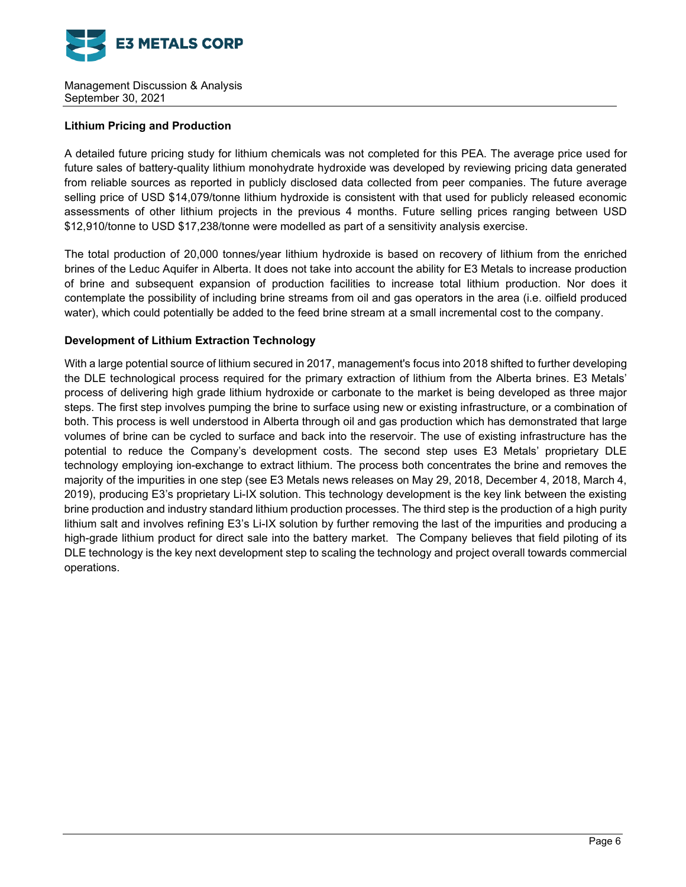**Lithium Pricing and Production**

A detailed future pricing study for lithium chemicals was not completed for this PEA. The average price used for future sales of battery-quality lithium monohydrate hydroxide was developed by reviewing pricing data generated from reliable sources as reported in publicly disclosed data collected from peer companies. The future average selling price of USD $14,079/tonne lithium hydroxide is consistent with that used for publicly released economic assessments of other lithium projects in the previous 4 months. Future selling prices ranging between USD $12,910/tonne to USD $17,238/tonne were modelled as part of a sensitivity analysis exercise.

The total production of 20,000 tonnes/year lithium hydroxide is based on recovery of lithium from the enriched brines of the Leduc Aquifer in Alberta. It does not take into account the ability for E3 Metals to increase production of brine and subsequent expansion of production facilities to increase total lithium production. Nor does it contemplate the possibility of including brine streams from oil and gas operators in the area (i.e. oilfield produced water), which could potentially be added to the feed brine stream at a small incremental cost to the company.

**Development of Lithium Extraction Technology**

With a large potential source of lithium secured in 2017, management's focus into 2018 shifted to further developing the DLE technological process required for the primary extraction of lithium from the Alberta brines. E3 Metals' process of delivering high grade lithium hydroxide or carbonate to the market is being developed as three major steps. The first step involves pumping the brine to surface using new or existing infrastructure, or a combination of both. This process is well understood in Alberta through oil and gas production which has demonstrated that large volumes of brine can be cycled to surface and back into the reservoir. The use of existing infrastructure has the potential to reduce the Company's development costs. The second step uses E3 Metals' proprietary DLE technology employing ion-exchange to extract lithium. The process both concentrates the brine and removes the majority of the impurities in one step (see E3 Metals news releases on May 29, 2018, December 4, 2018, March 4, 2019), producing E3's proprietary Li-IX solution. This technology development is the key link between the existing brine production and industry standard lithium production processes. The third step is the production of a high purity lithium salt and involves refining E3's Li-IX solution by further removing the last of the impurities and producing a high-grade lithium product for direct sale into the battery market. The Company believes that field piloting of its DLE technology is the key next development step to scaling the technology and project overall towards commercial operations.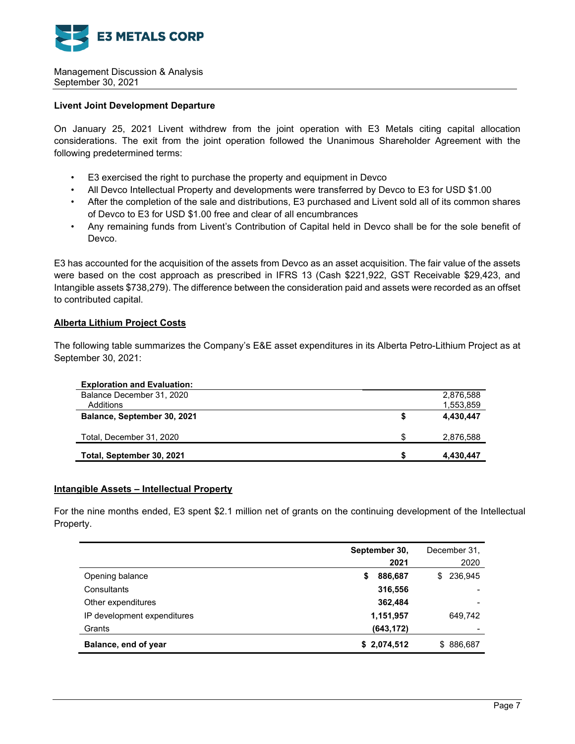**Livent Joint Development Departure**

On January 25, 2021 Livent withdrew from the joint operation with E3 Metals citing capital allocation considerations. The exit from the joint operation followed the Unanimous Shareholder Agreement with the following predetermined terms:

- E3 exercised the right to purchase the property and equipment in Devco
- All Devco Intellectual Property and developments were transferred by Devco to E3 for USD $1.00
- After the completion of the sale and distributions, E3 purchased and Livent sold all of its common shares of Devco to E3 for USD $1.00 free and clear of all encumbrances
- Any remaining funds from Livent's Contribution of Capital held in Devco shall be for the sole benefit of Devco.

E3 has accounted for the acquisition of the assets from Devco as an asset acquisition. The fair value of the assets were based on the cost approach as prescribed in IFRS 13 (Cash $221,922, GST Receivable $29,423, and Intangible assets $738,279). The difference between the consideration paid and assets were recorded as an offset to contributed capital.

## Alberta Lithium Project Costs

The following table summarizes the Company's E&E asset expenditures in its Alberta Petro-Lithium Project as at September 30, 2021:

| **Exploration and Evaluation:** | | |
|---|---|---|
| Balance December 31, 2020 | | 2,876,588 |
| Additions | | 1,553,859 |
| **Balance, September 30, 2021** | **$** | **4,430,447** |
| Total, December 31, 2020 | $ | 2,876,588 |
| **Total, September 30, 2021** | **$** | **4,430,447** |

## Intangible Assets – Intellectual Property

For the nine months ended, E3 spent $2.1 million net of grants on the continuing development of the Intellectual Property.

| | **September 30, 2021** | December 31, 2020 |
|---|---|---|
| Opening balance | **$ 886,687** | $ 236,945 |
| Consultants | **316,556** | - |
| Other expenditures | **362,484** | - |
| IP development expenditures | **1,151,957** | 649,742 |
| Grants | **(643,172)** | - |
| **Balance, end of year** | **$ 2,074,512** | $ 886,687 |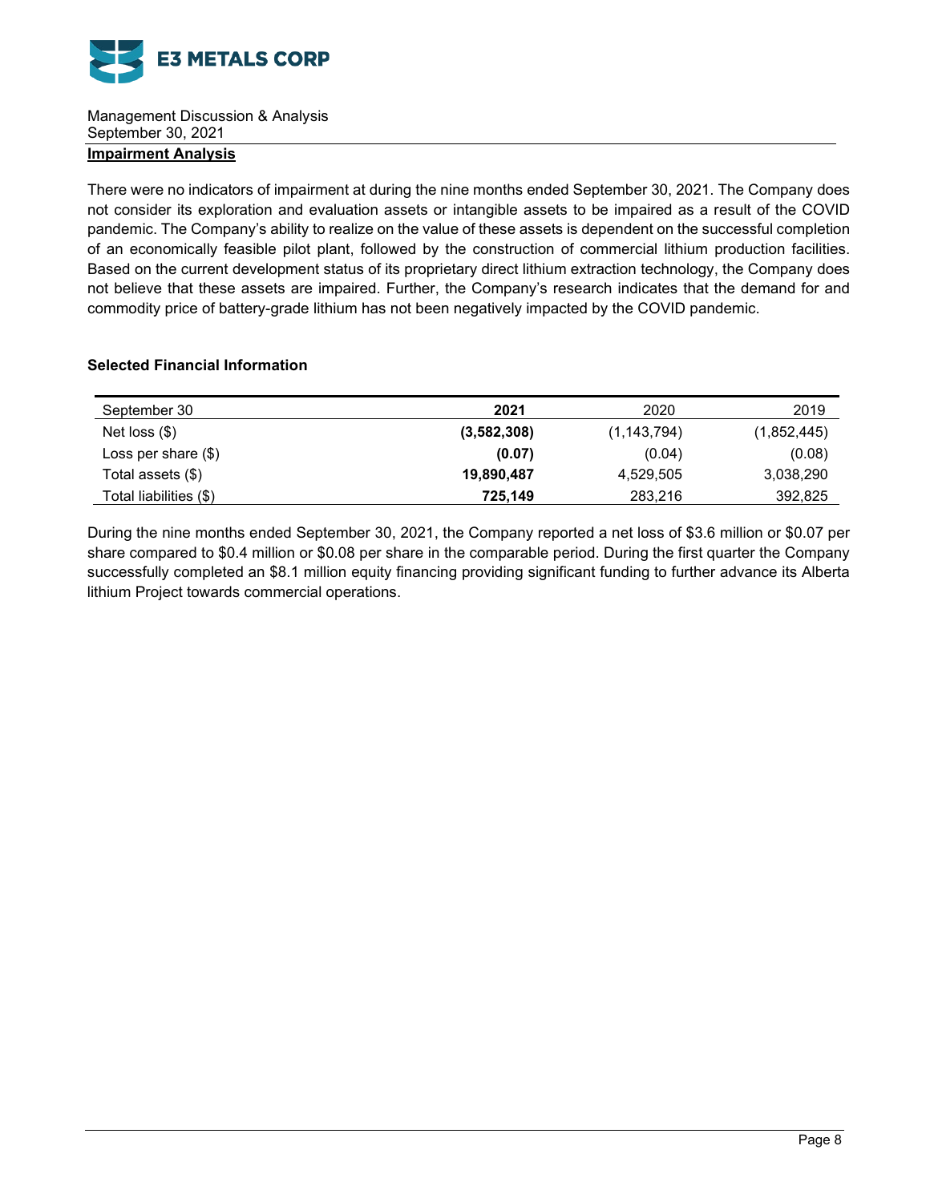## Impairment Analysis

There were no indicators of impairment at during the nine months ended September 30, 2021. The Company does not consider its exploration and evaluation assets or intangible assets to be impaired as a result of the COVID pandemic. The Company's ability to realize on the value of these assets is dependent on the successful completion of an economically feasible pilot plant, followed by the construction of commercial lithium production facilities. Based on the current development status of its proprietary direct lithium extraction technology, the Company does not believe that these assets are impaired. Further, the Company's research indicates that the demand for and commodity price of battery-grade lithium has not been negatively impacted by the COVID pandemic.

### Selected Financial Information

| September 30 | **2021** | 2020 | 2019 |
|---|---|---|---|
| Net loss ($) | **(3,582,308)** | (1,143,794) | (1,852,445) |
| Loss per share ($) | **(0.07)** | (0.04) | (0.08) |
| Total assets ($) | **19,890,487** | 4,529,505 | 3,038,290 |
| Total liabilities ($) | **725,149** | 283,216 | 392,825 |

During the nine months ended September 30, 2021, the Company reported a net loss of $3.6 million or $0.07 per share compared to $0.4 million or $0.08 per share in the comparable period. During the first quarter the Company successfully completed an $8.1 million equity financing providing significant funding to further advance its Alberta lithium Project towards commercial operations.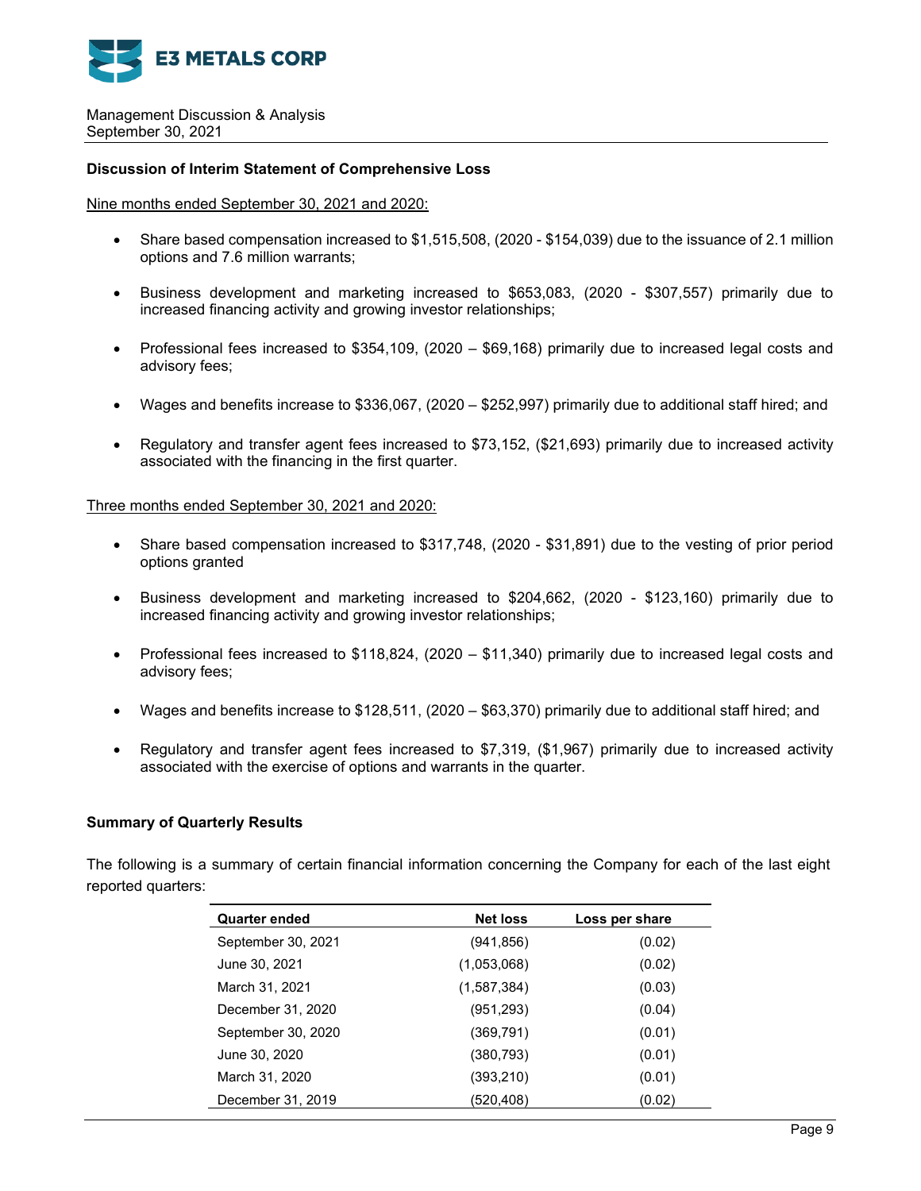### Discussion of Interim Statement of Comprehensive Loss

Nine months ended September 30, 2021 and 2020:

- Share based compensation increased to $1,515,508, (2020 - $154,039) due to the issuance of 2.1 million options and 7.6 million warrants;
- Business development and marketing increased to $653,083, (2020 - $307,557) primarily due to increased financing activity and growing investor relationships;
- Professional fees increased to $354,109, (2020 – $69,168) primarily due to increased legal costs and advisory fees;
- Wages and benefits increase to $336,067, (2020 – $252,997) primarily due to additional staff hired; and
- Regulatory and transfer agent fees increased to $73,152, ($21,693) primarily due to increased activity associated with the financing in the first quarter.

Three months ended September 30, 2021 and 2020:

- Share based compensation increased to $317,748, (2020 - $31,891) due to the vesting of prior period options granted
- Business development and marketing increased to $204,662, (2020 - $123,160) primarily due to increased financing activity and growing investor relationships;
- Professional fees increased to $118,824, (2020 – $11,340) primarily due to increased legal costs and advisory fees;
- Wages and benefits increase to $128,511, (2020 – $63,370) primarily due to additional staff hired; and
- Regulatory and transfer agent fees increased to $7,319, ($1,967) primarily due to increased activity associated with the exercise of options and warrants in the quarter.

### Summary of Quarterly Results

The following is a summary of certain financial information concerning the Company for each of the last eight reported quarters:

| Quarter ended | Net loss | Loss per share |
|---|---|---|
| September 30, 2021 | (941,856) | (0.02) |
| June 30, 2021 | (1,053,068) | (0.02) |
| March 31, 2021 | (1,587,384) | (0.03) |
| December 31, 2020 | (951,293) | (0.04) |
| September 30, 2020 | (369,791) | (0.01) |
| June 30, 2020 | (380,793) | (0.01) |
| March 31, 2020 | (393,210) | (0.01) |
| December 31, 2019 | (520,408) | (0.02) |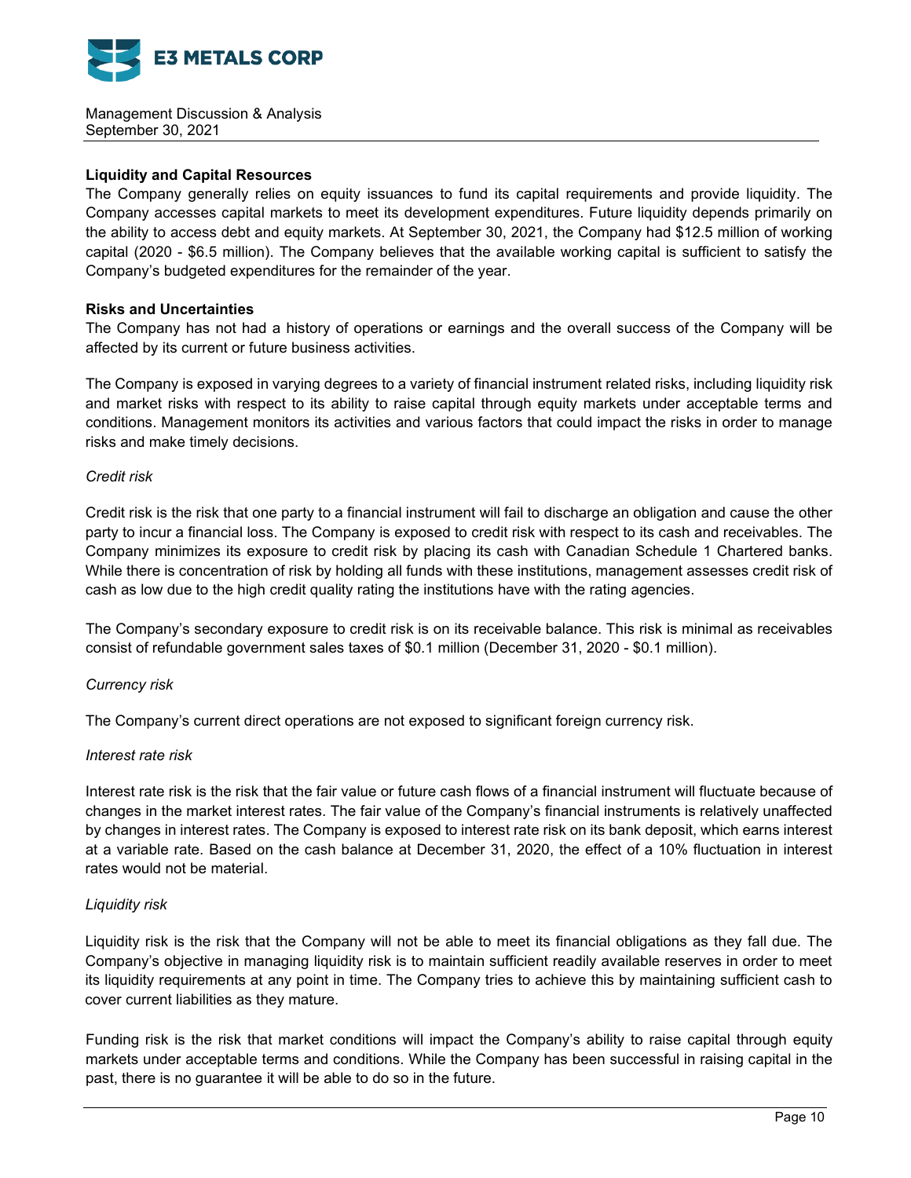**Liquidity and Capital Resources**

The Company generally relies on equity issuances to fund its capital requirements and provide liquidity. The Company accesses capital markets to meet its development expenditures. Future liquidity depends primarily on the ability to access debt and equity markets. At September 30, 2021, the Company had $12.5 million of working capital (2020 - $6.5 million). The Company believes that the available working capital is sufficient to satisfy the Company's budgeted expenditures for the remainder of the year.

**Risks and Uncertainties**

The Company has not had a history of operations or earnings and the overall success of the Company will be affected by its current or future business activities.

The Company is exposed in varying degrees to a variety of financial instrument related risks, including liquidity risk and market risks with respect to its ability to raise capital through equity markets under acceptable terms and conditions. Management monitors its activities and various factors that could impact the risks in order to manage risks and make timely decisions.

*Credit risk*

Credit risk is the risk that one party to a financial instrument will fail to discharge an obligation and cause the other party to incur a financial loss. The Company is exposed to credit risk with respect to its cash and receivables. The Company minimizes its exposure to credit risk by placing its cash with Canadian Schedule 1 Chartered banks. While there is concentration of risk by holding all funds with these institutions, management assesses credit risk of cash as low due to the high credit quality rating the institutions have with the rating agencies.

The Company's secondary exposure to credit risk is on its receivable balance. This risk is minimal as receivables consist of refundable government sales taxes of $0.1 million (December 31, 2020 - $0.1 million).

*Currency risk*

The Company's current direct operations are not exposed to significant foreign currency risk.

*Interest rate risk*

Interest rate risk is the risk that the fair value or future cash flows of a financial instrument will fluctuate because of changes in the market interest rates. The fair value of the Company's financial instruments is relatively unaffected by changes in interest rates. The Company is exposed to interest rate risk on its bank deposit, which earns interest at a variable rate. Based on the cash balance at December 31, 2020, the effect of a 10% fluctuation in interest rates would not be material.

*Liquidity risk*

Liquidity risk is the risk that the Company will not be able to meet its financial obligations as they fall due. The Company's objective in managing liquidity risk is to maintain sufficient readily available reserves in order to meet its liquidity requirements at any point in time. The Company tries to achieve this by maintaining sufficient cash to cover current liabilities as they mature.

Funding risk is the risk that market conditions will impact the Company's ability to raise capital through equity markets under acceptable terms and conditions. While the Company has been successful in raising capital in the past, there is no guarantee it will be able to do so in the future.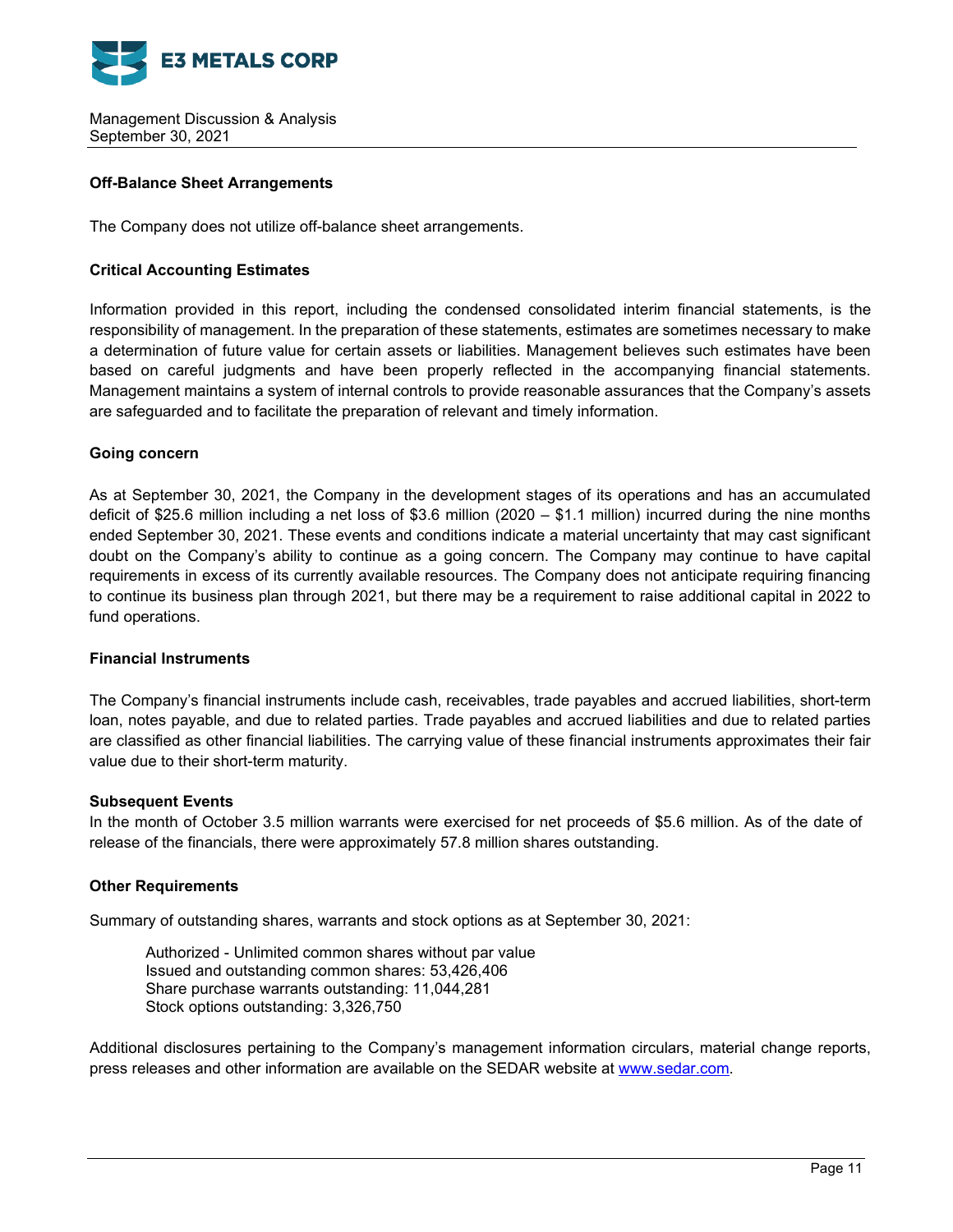Management Discussion & Analysis
September 30, 2021

**Off-Balance Sheet Arrangements**

The Company does not utilize off-balance sheet arrangements.

**Critical Accounting Estimates**

Information provided in this report, including the condensed consolidated interim financial statements, is the responsibility of management. In the preparation of these statements, estimates are sometimes necessary to make a determination of future value for certain assets or liabilities. Management believes such estimates have been based on careful judgments and have been properly reflected in the accompanying financial statements. Management maintains a system of internal controls to provide reasonable assurances that the Company's assets are safeguarded and to facilitate the preparation of relevant and timely information.

**Going concern**

As at September 30, 2021, the Company in the development stages of its operations and has an accumulated deficit of $25.6 million including a net loss of $3.6 million (2020 – $1.1 million) incurred during the nine months ended September 30, 2021. These events and conditions indicate a material uncertainty that may cast significant doubt on the Company's ability to continue as a going concern. The Company may continue to have capital requirements in excess of its currently available resources. The Company does not anticipate requiring financing to continue its business plan through 2021, but there may be a requirement to raise additional capital in 2022 to fund operations.

**Financial Instruments**

The Company's financial instruments include cash, receivables, trade payables and accrued liabilities, short-term loan, notes payable, and due to related parties. Trade payables and accrued liabilities and due to related parties are classified as other financial liabilities. The carrying value of these financial instruments approximates their fair value due to their short-term maturity.

**Subsequent Events**

In the month of October 3.5 million warrants were exercised for net proceeds of $5.6 million. As of the date of release of the financials, there were approximately 57.8 million shares outstanding.

**Other Requirements**

Summary of outstanding shares, warrants and stock options as at September 30, 2021:

Authorized - Unlimited common shares without par value
Issued and outstanding common shares: 53,426,406
Share purchase warrants outstanding: 11,044,281
Stock options outstanding: 3,326,750

Additional disclosures pertaining to the Company's management information circulars, material change reports, press releases and other information are available on the SEDAR website at www.sedar.com.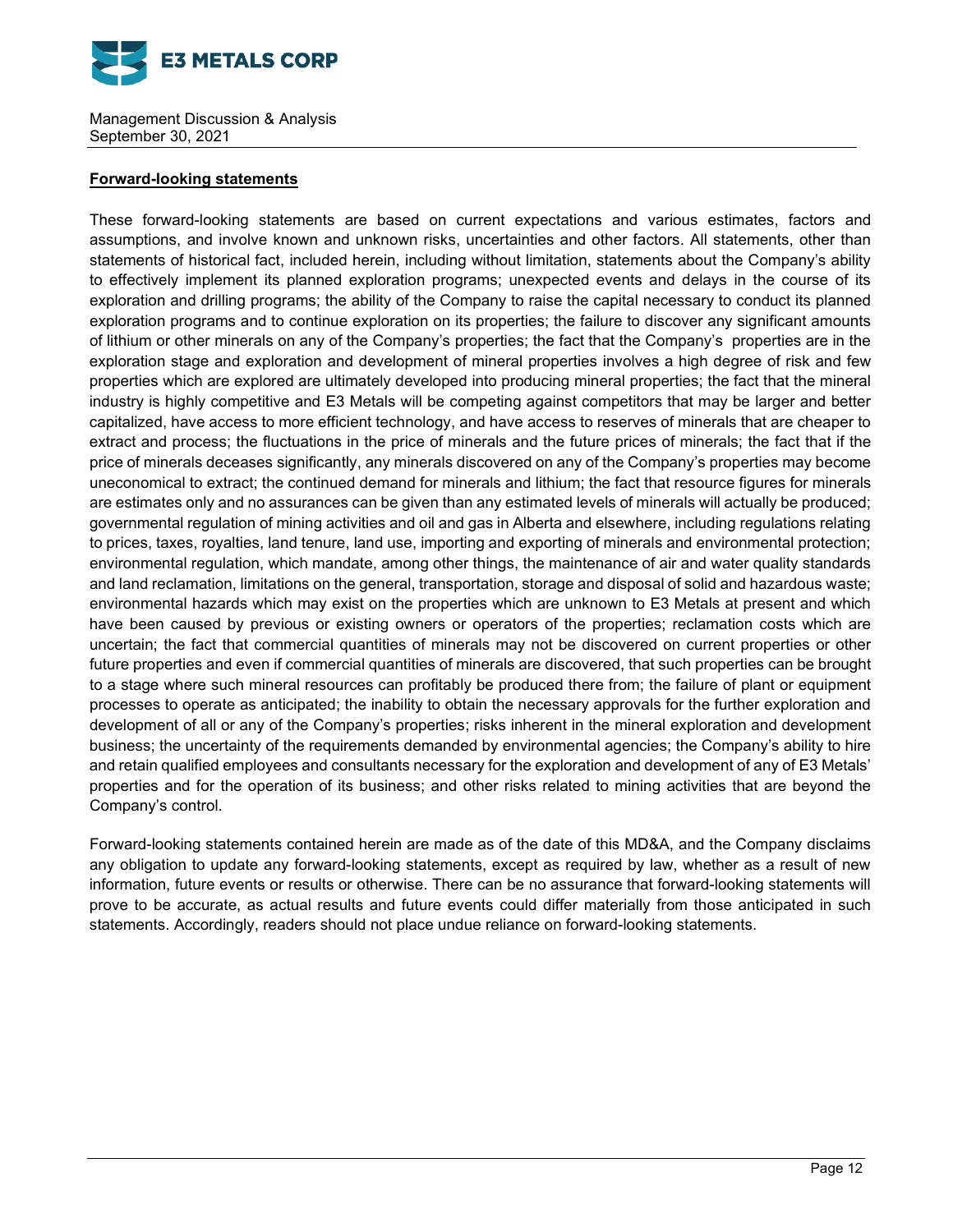**Forward-looking statements**

These forward-looking statements are based on current expectations and various estimates, factors and assumptions, and involve known and unknown risks, uncertainties and other factors. All statements, other than statements of historical fact, included herein, including without limitation, statements about the Company's ability to effectively implement its planned exploration programs; unexpected events and delays in the course of its exploration and drilling programs; the ability of the Company to raise the capital necessary to conduct its planned exploration programs and to continue exploration on its properties; the failure to discover any significant amounts of lithium or other minerals on any of the Company's properties; the fact that the Company's properties are in the exploration stage and exploration and development of mineral properties involves a high degree of risk and few properties which are explored are ultimately developed into producing mineral properties; the fact that the mineral industry is highly competitive and E3 Metals will be competing against competitors that may be larger and better capitalized, have access to more efficient technology, and have access to reserves of minerals that are cheaper to extract and process; the fluctuations in the price of minerals and the future prices of minerals; the fact that if the price of minerals deceases significantly, any minerals discovered on any of the Company's properties may become uneconomical to extract; the continued demand for minerals and lithium; the fact that resource figures for minerals are estimates only and no assurances can be given than any estimated levels of minerals will actually be produced; governmental regulation of mining activities and oil and gas in Alberta and elsewhere, including regulations relating to prices, taxes, royalties, land tenure, land use, importing and exporting of minerals and environmental protection; environmental regulation, which mandate, among other things, the maintenance of air and water quality standards and land reclamation, limitations on the general, transportation, storage and disposal of solid and hazardous waste; environmental hazards which may exist on the properties which are unknown to E3 Metals at present and which have been caused by previous or existing owners or operators of the properties; reclamation costs which are uncertain; the fact that commercial quantities of minerals may not be discovered on current properties or other future properties and even if commercial quantities of minerals are discovered, that such properties can be brought to a stage where such mineral resources can profitably be produced there from; the failure of plant or equipment processes to operate as anticipated; the inability to obtain the necessary approvals for the further exploration and development of all or any of the Company's properties; risks inherent in the mineral exploration and development business; the uncertainty of the requirements demanded by environmental agencies; the Company's ability to hire and retain qualified employees and consultants necessary for the exploration and development of any of E3 Metals' properties and for the operation of its business; and other risks related to mining activities that are beyond the Company's control.

Forward-looking statements contained herein are made as of the date of this MD&A, and the Company disclaims any obligation to update any forward-looking statements, except as required by law, whether as a result of new information, future events or results or otherwise. There can be no assurance that forward-looking statements will prove to be accurate, as actual results and future events could differ materially from those anticipated in such statements. Accordingly, readers should not place undue reliance on forward-looking statements.